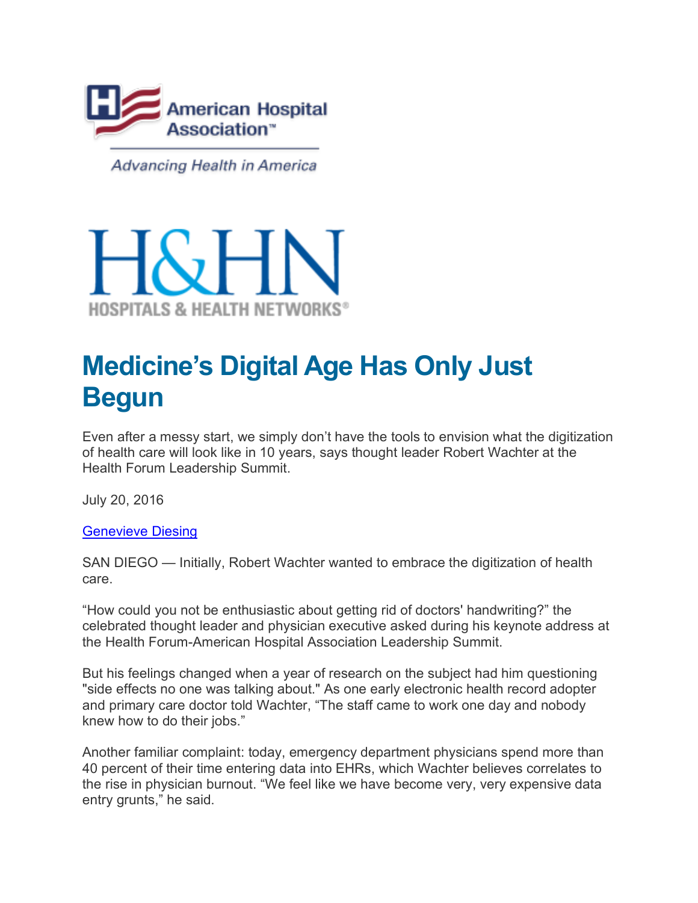American Hospital Association™

*Advancing Health in America*

H&HN

HOSPITALS & HEALTH NETWORKS®

# Medicine's Digital Age Has Only Just Begun

Even after a messy start, we simply don't have the tools to envision what the digitization of health care will look like in 10 years, says thought leader Robert Wachter at the Health Forum Leadership Summit.

July 20, 2016

Genevieve Diesing

SAN DIEGO — Initially, Robert Wachter wanted to embrace the digitization of health care.

"How could you not be enthusiastic about getting rid of doctors' handwriting?" the celebrated thought leader and physician executive asked during his keynote address at the Health Forum-American Hospital Association Leadership Summit.

But his feelings changed when a year of research on the subject had him questioning "side effects no one was talking about." As one early electronic health record adopter and primary care doctor told Wachter, "The staff came to work one day and nobody knew how to do their jobs."

Another familiar complaint: today, emergency department physicians spend more than 40 percent of their time entering data into EHRs, which Wachter believes correlates to the rise in physician burnout. "We feel like we have become very, very expensive data entry grunts," he said.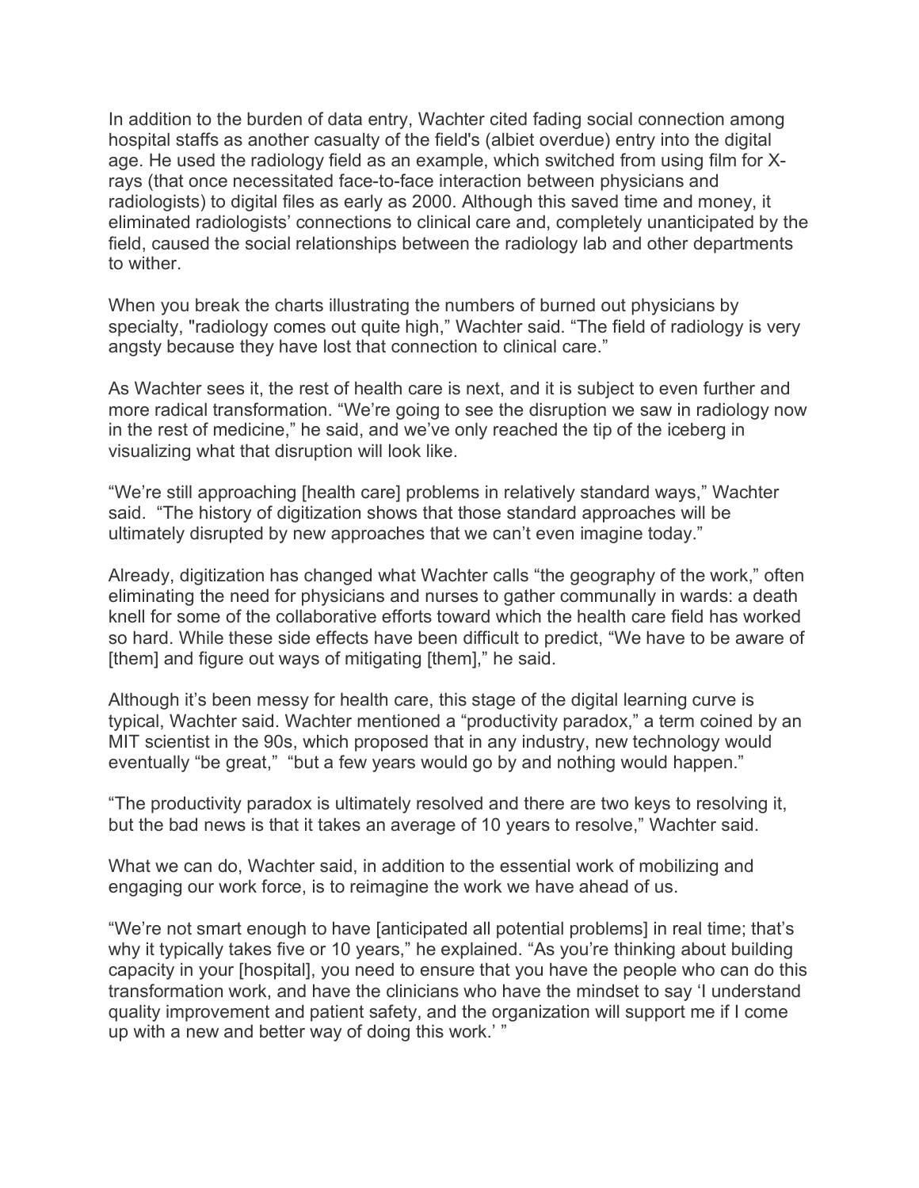In addition to the burden of data entry, Wachter cited fading social connection among hospital staffs as another casualty of the field's (albiet overdue) entry into the digital age. He used the radiology field as an example, which switched from using film for X-rays (that once necessitated face-to-face interaction between physicians and radiologists) to digital files as early as 2000. Although this saved time and money, it eliminated radiologists' connections to clinical care and, completely unanticipated by the field, caused the social relationships between the radiology lab and other departments to wither.

When you break the charts illustrating the numbers of burned out physicians by specialty, "radiology comes out quite high," Wachter said. "The field of radiology is very angsty because they have lost that connection to clinical care."

As Wachter sees it, the rest of health care is next, and it is subject to even further and more radical transformation. "We're going to see the disruption we saw in radiology now in the rest of medicine," he said, and we've only reached the tip of the iceberg in visualizing what that disruption will look like.

"We're still approaching [health care] problems in relatively standard ways," Wachter said. "The history of digitization shows that those standard approaches will be ultimately disrupted by new approaches that we can't even imagine today."

Already, digitization has changed what Wachter calls "the geography of the work," often eliminating the need for physicians and nurses to gather communally in wards: a death knell for some of the collaborative efforts toward which the health care field has worked so hard. While these side effects have been difficult to predict, "We have to be aware of [them] and figure out ways of mitigating [them]," he said.

Although it's been messy for health care, this stage of the digital learning curve is typical, Wachter said. Wachter mentioned a "productivity paradox," a term coined by an MIT scientist in the 90s, which proposed that in any industry, new technology would eventually "be great," "but a few years would go by and nothing would happen."

"The productivity paradox is ultimately resolved and there are two keys to resolving it, but the bad news is that it takes an average of 10 years to resolve," Wachter said.

What we can do, Wachter said, in addition to the essential work of mobilizing and engaging our work force, is to reimagine the work we have ahead of us.

"We're not smart enough to have [anticipated all potential problems] in real time; that's why it typically takes five or 10 years," he explained. "As you're thinking about building capacity in your [hospital], you need to ensure that you have the people who can do this transformation work, and have the clinicians who have the mindset to say 'I understand quality improvement and patient safety, and the organization will support me if I come up with a new and better way of doing this work.' "